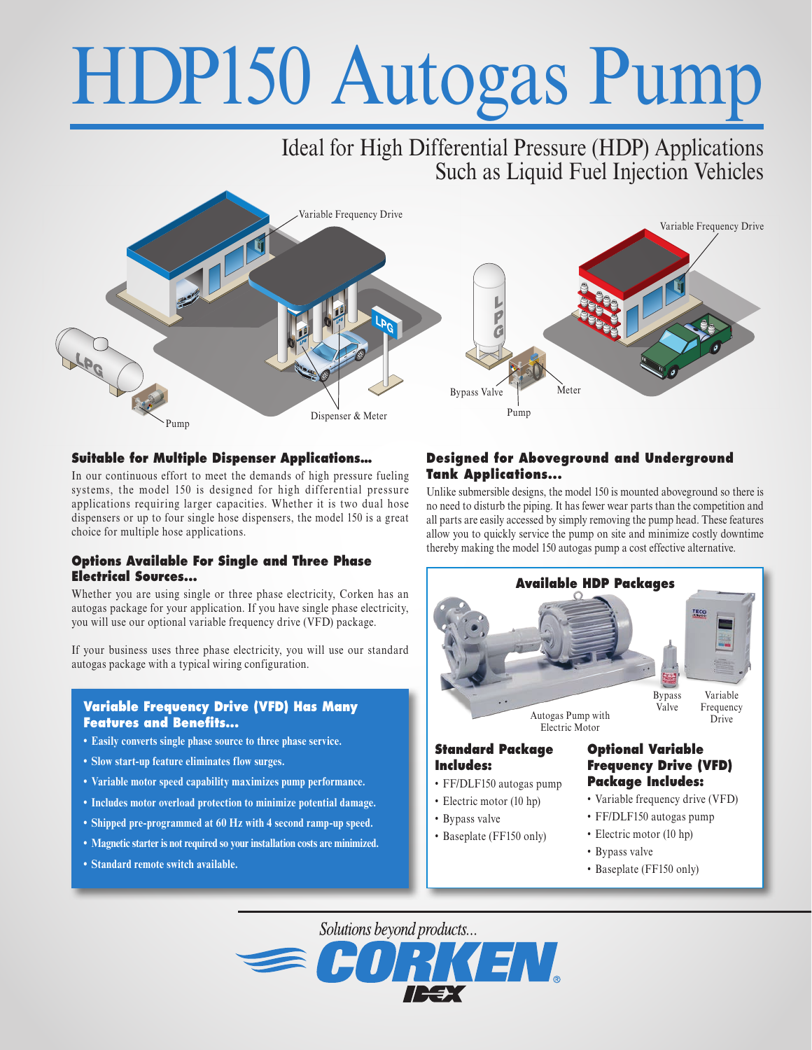# HDP150 Autogas Pump

## Ideal for High Differential Pressure (HDP) Applications Such as Liquid Fuel Injection Vehicles

Variable Frequency Drive

Pump

Dispenser & Meter

Variable Frequency Drive

Bypass Valve

Pump

Meter

### Suitable for Multiple Dispenser Applications...

In our continuous effort to meet the demands of high pressure fueling systems, the model 150 is designed for high differential pressure applications requiring larger capacities. Whether it is two dual hose dispensers or up to four single hose dispensers, the model 150 is a great choice for multiple hose applications.

### Options Available For Single and Three Phase Electrical Sources...

Whether you are using single or three phase electricity, Corken has an autogas package for your application. If you have single phase electricity, you will use our optional variable frequency drive (VFD) package.

If your business uses three phase electricity, you will use our standard autogas package with a typical wiring configuration.

### Variable Frequency Drive (VFD) Has Many Features and Benefits...

- **Easily converts single phase source to three phase service.**
- **Slow start-up feature eliminates flow surges.**
- **Variable motor speed capability maximizes pump performance.**
- **Includes motor overload protection to minimize potential damage.**
- **Shipped pre-programmed at 60 Hz with 4 second ramp-up speed.**
- **Magnetic starter is not required so your installation costs are minimized.**
- **Standard remote switch available.**

### Designed for Aboveground and Underground Tank Applications...

Unlike submersible designs, the model 150 is mounted aboveground so there is no need to disturb the piping. It has fewer wear parts than the competition and all parts are easily accessed by simply removing the pump head. These features allow you to quickly service the pump on site and minimize costly downtime thereby making the model 150 autogas pump a cost effective alternative.

### Available HDP Packages

Autogas Pump with Electric Motor

Bypass Valve

Variable Frequency Drive

#### Standard Package Includes:

- FF/DLF150 autogas pump
- Electric motor (10 hp)
- Bypass valve
- Baseplate (FF150 only)

#### Optional Variable Frequency Drive (VFD) Package Includes:

- Variable frequency drive (VFD)
- FF/DLF150 autogas pump
- Electric motor (10 hp)
- Bypass valve
- Baseplate (FF150 only)

*Solutions beyond products...*

CORKEN® IDEX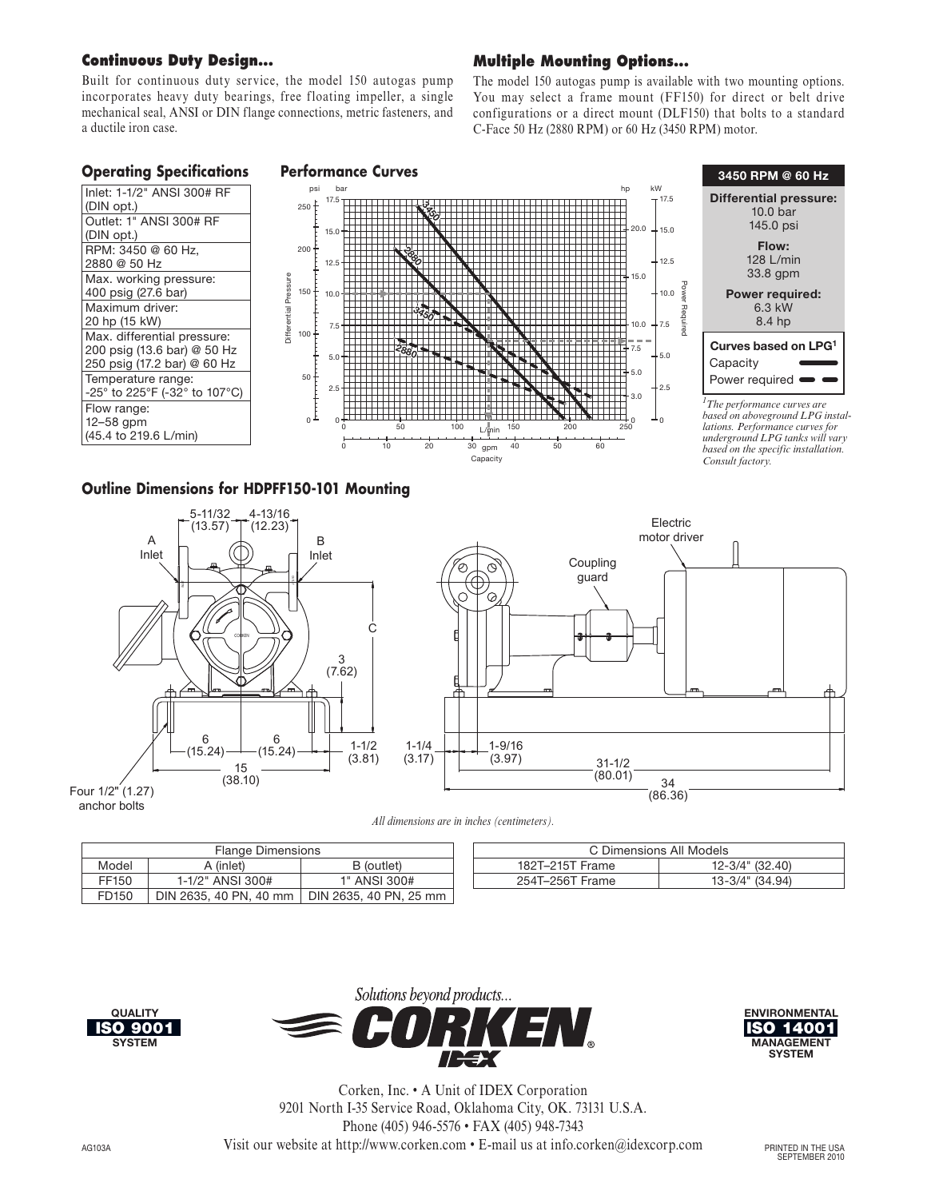## Continuous Duty Design...

Built for continuous duty service, the model 150 autogas pump incorporates heavy duty bearings, free floating impeller, a single mechanical seal, ANSI or DIN flange connections, metric fasteners, and a ductile iron case.

## Multiple Mounting Options...

The model 150 autogas pump is available with two mounting options. You may select a frame mount (FF150) for direct or belt drive configurations or a direct mount (DLF150) that bolts to a standard C-Face 50 Hz (2880 RPM) or 60 Hz (3450 RPM) motor.

## Operating Specifications

| |
|---|
| Inlet: 1-1/2" ANSI 300# RF (DIN opt.) |
| Outlet: 1" ANSI 300# RF (DIN opt.) |
| RPM: 3450 @ 60 Hz, 2880 @ 50 Hz |
| Max. working pressure: 400 psig (27.6 bar) |
| Maximum driver: 20 hp (15 kW) |
| Max. differential pressure: 200 psig (13.6 bar) @ 50 Hz 250 psig (17.2 bar) @ 60 Hz |
| Temperature range: -25° to 225°F (-32° to 107°C) |
| Flow range: 12–58 gpm (45.4 to 219.6 L/min) |

## Performance Curves

psi bar hp kW

Differential Pressure

Power Required

3450

2880

3450

2880

L/min

gpm

Capacity

**3450 RPM @ 60 Hz**

**Differential pressure:**
10.0 bar
145.0 psi

**Flow:**
128 L/min
33.8 gpm

**Power required:**
6.3 kW
8.4 hp

**Curves based on LPG[1]**
Capacity
Power required

*[1]The performance curves are based on aboveground LPG installations. Performance curves for underground LPG tanks will vary based on the specific installation. Consult factory.*

## Outline Dimensions for HDPFF150-101 Mounting

5-11/32 (13.57) 4-13/16 (12.23)

A Inlet B Inlet

C

3 (7.62)

6 (15.24) 6 (15.24)

15 (38.10)

1-1/2 (3.81)

Four 1/2" (1.27) anchor bolts

Electric motor driver

Coupling guard

1-1/4 (3.17) 1-9/16 (3.97)

31-1/2 (80.01)

34 (86.36)

*All dimensions are in inches (centimeters).*

| Flange Dimensions | | |
|---|---|---|
| Model | A (inlet) | B (outlet) |
| FF150 | 1-1/2" ANSI 300# | 1" ANSI 300# |
| FD150 | DIN 2635, 40 PN, 40 mm | DIN 2635, 40 PN, 25 mm |

| C Dimensions All Models | |
|---|---|
| 182T–215T Frame | 12-3/4" (32.40) |
| 254T–256T Frame | 13-3/4" (34.94) |

QUALITY ISO 9001 SYSTEM

*Solutions beyond products...*

CORKEN® IDEX

ENVIRONMENTAL ISO 14001 MANAGEMENT SYSTEM

Corken, Inc. • A Unit of IDEX Corporation
9201 North I-35 Service Road, Oklahoma City, OK. 73131 U.S.A.
Phone (405) 946-5576 • FAX (405) 948-7343
Visit our website at http://www.corken.com • E-mail us at info.corken@idexcorp.com

AG103A

PRINTED IN THE USA
SEPTEMBER 2010